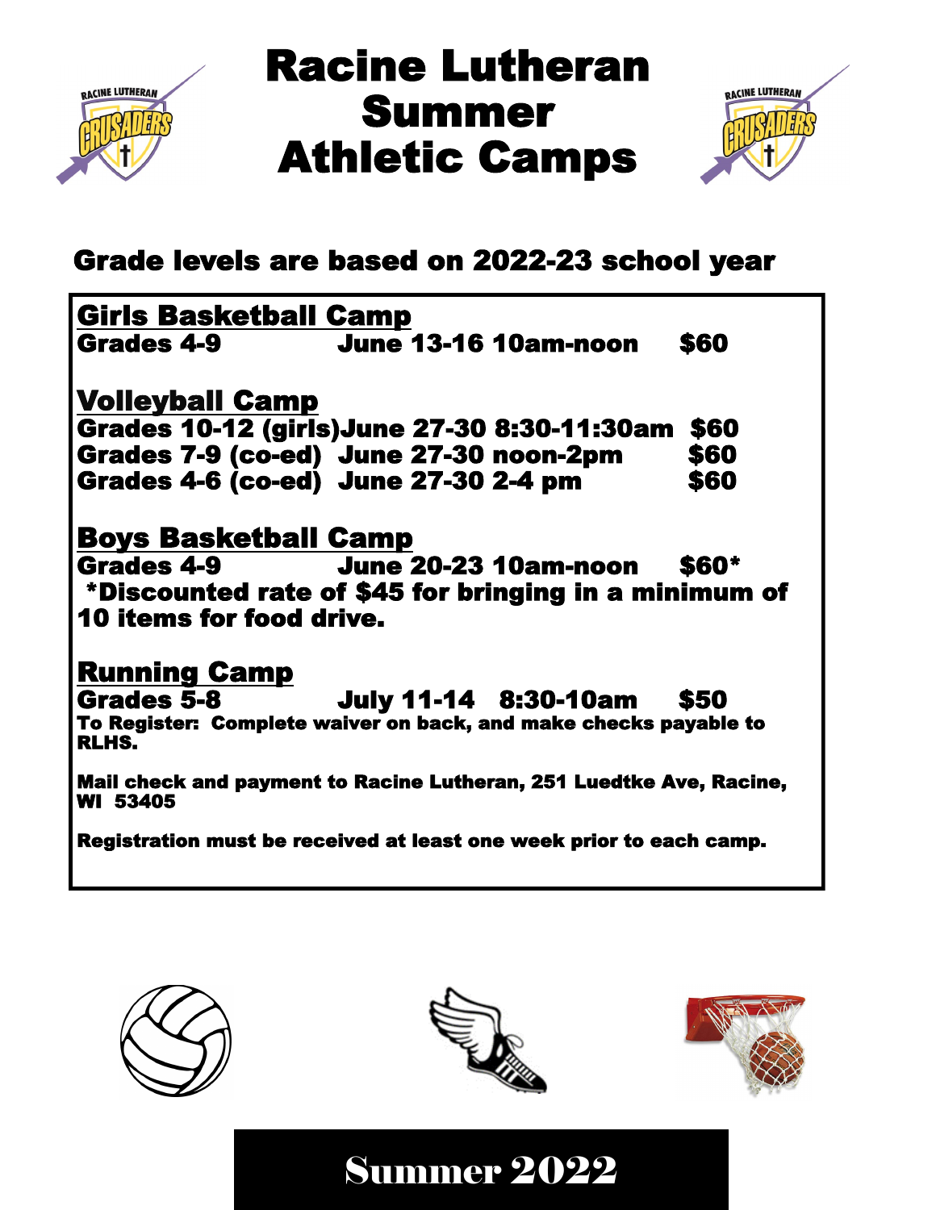# Racine Lutheran Summer Athletic Camps

## Grade levels are based on 2022-23 school year

### Girls Basketball Camp

**Grades 4-9 June 13-16 10am-noon $60**

### Volleyball Camp

**Grades 10-12 (girls) June 27-30 8:30-11:30am $60**
**Grades 7-9 (co-ed) June 27-30 noon-2pm $60**
**Grades 4-6 (co-ed) June 27-30 2-4 pm $60**

### Boys Basketball Camp

**Grades 4-9 June 20-23 10am-noon $60***
***Discounted rate of $45 for bringing in a minimum of 10 items for food drive.**

### Running Camp

**Grades 5-8 July 11-14 8:30-10am $50**

**To Register: Complete waiver on back, and make checks payable to RLHS.**

**Mail check and payment to Racine Lutheran, 251 Luedtke Ave, Racine, WI 53405**

**Registration must be received at least one week prior to each camp.**

## Summer 2022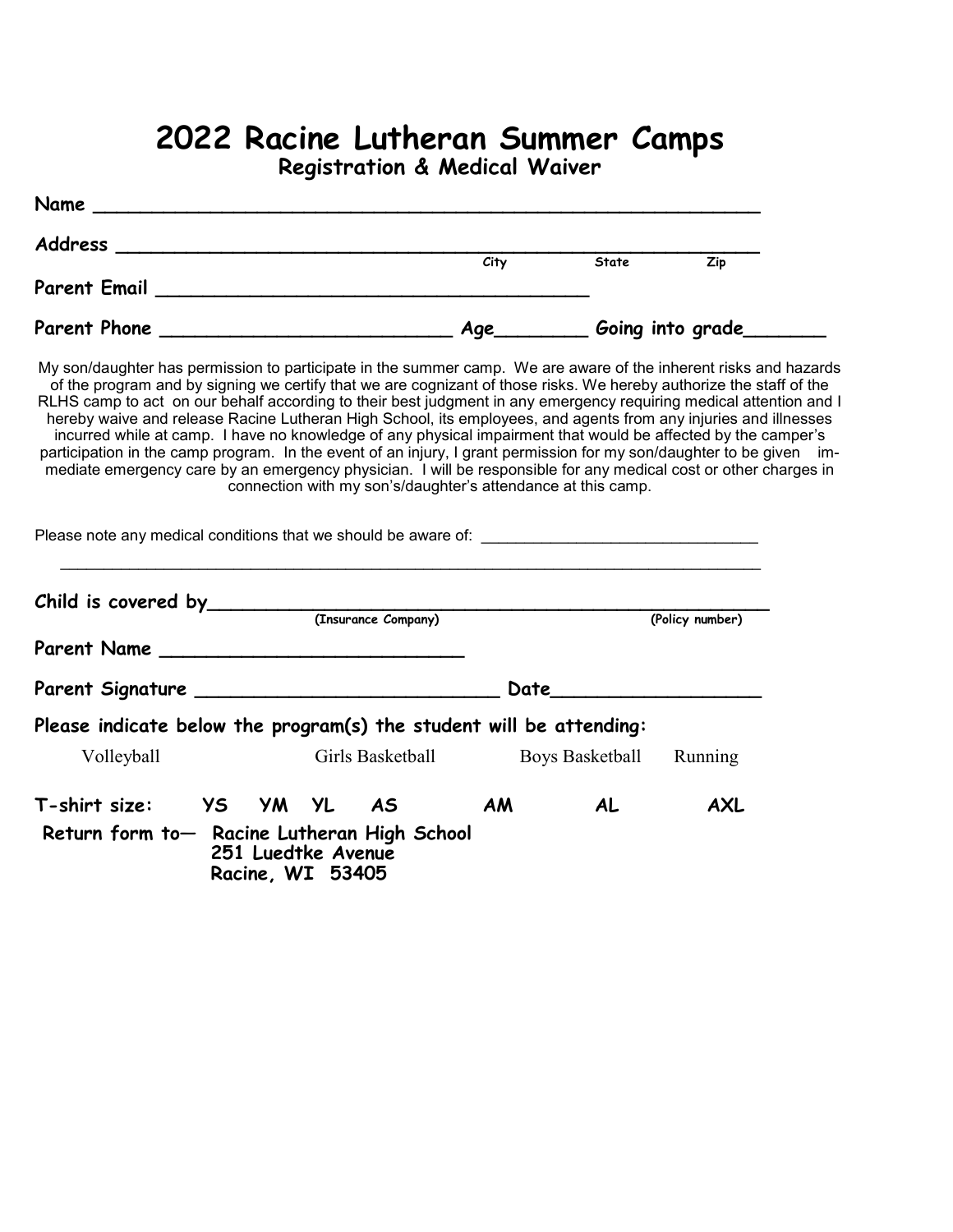# 2022 Racine Lutheran Summer Camps

## Registration & Medical Waiver

**Name** ___________________________________________________________

**Address** ___________________________________________________________
City State Zip

**Parent Email** _______________________________________

**Parent Phone** ___________________________ **Age**________ **Going into grade**_______

My son/daughter has permission to participate in the summer camp. We are aware of the inherent risks and hazards of the program and by signing we certify that we are cognizant of those risks. We hereby authorize the staff of the RLHS camp to act on our behalf according to their best judgment in any emergency requiring medical attention and I hereby waive and release Racine Lutheran High School, its employees, and agents from any injuries and illnesses incurred while at camp. I have no knowledge of any physical impairment that would be affected by the camper's participation in the camp program. In the event of an injury, I grant permission for my son/daughter to be given immediate emergency care by an emergency physician. I will be responsible for any medical cost or other charges in connection with my son's/daughter's attendance at this camp.

Please note any medical conditions that we should be aware of: _______________________________

_________________________________________________________________________________

**Child is covered by**_____________________________________________________
(Insurance Company) (Policy number)

**Parent Name** ____________________________

**Parent Signature** ____________________________ **Date**__________________

**Please indicate below the program(s) the student will be attending:**

Volleyball Girls Basketball Boys Basketball Running

**T-shirt size:** YS YM YL AS AM AL AXL

**Return form to— Racine Lutheran High School**
**251 Luedtke Avenue**
**Racine, WI 53405**